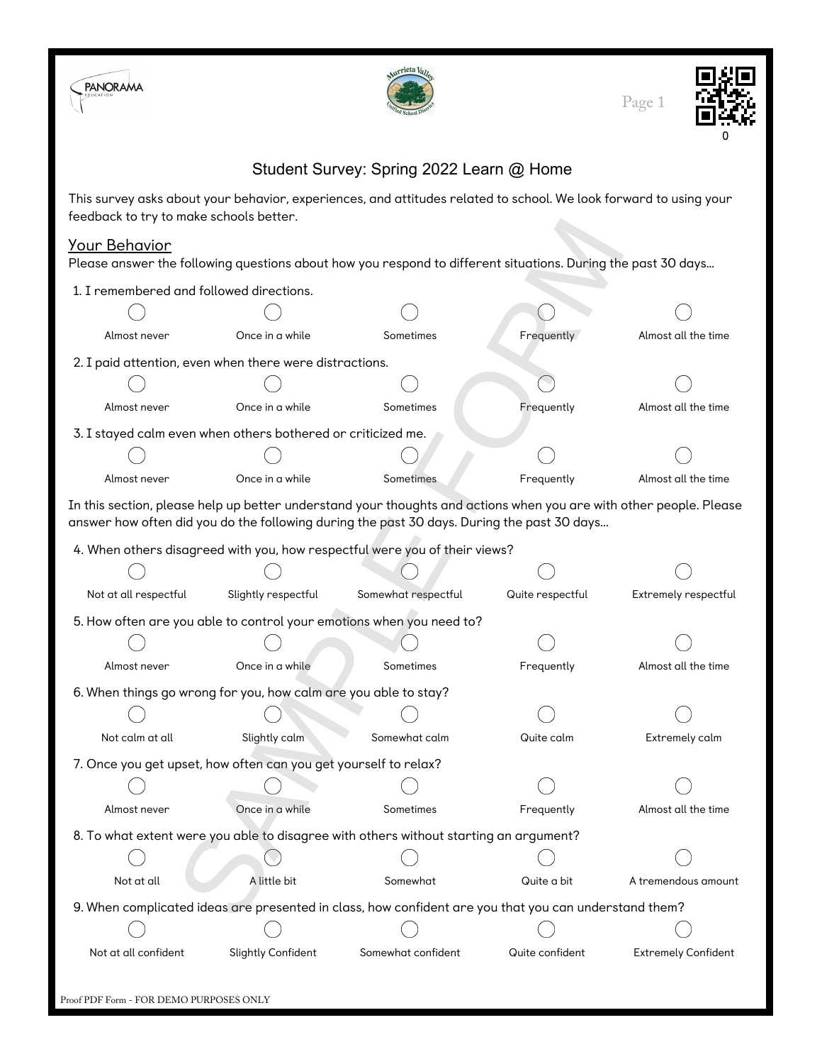# Student Survey: Spring 2022 Learn @ Home

This survey asks about your behavior, experiences, and attitudes related to school. We look forward to using your feedback to try to make schools better.

## Your Behavior

Please answer the following questions about how you respond to different situations. During the past 30 days...

1. I remembered and followed directions.

   ◯ Almost never ◯ Once in a while ◯ Sometimes ◯ Frequently ◯ Almost all the time

2. I paid attention, even when there were distractions.

   ◯ Almost never ◯ Once in a while ◯ Sometimes ◯ Frequently ◯ Almost all the time

3. I stayed calm even when others bothered or criticized me.

   ◯ Almost never ◯ Once in a while ◯ Sometimes ◯ Frequently ◯ Almost all the time

In this section, please help up better understand your thoughts and actions when you are with other people. Please answer how often did you do the following during the past 30 days. During the past 30 days...

4. When others disagreed with you, how respectful were you of their views?

   ◯ Not at all respectful ◯ Slightly respectful ◯ Somewhat respectful ◯ Quite respectful ◯ Extremely respectful

5. How often are you able to control your emotions when you need to?

   ◯ Almost never ◯ Once in a while ◯ Sometimes ◯ Frequently ◯ Almost all the time

6. When things go wrong for you, how calm are you able to stay?

   ◯ Not calm at all ◯ Slightly calm ◯ Somewhat calm ◯ Quite calm ◯ Extremely calm

7. Once you get upset, how often can you get yourself to relax?

   ◯ Almost never ◯ Once in a while ◯ Sometimes ◯ Frequently ◯ Almost all the time

8. To what extent were you able to disagree with others without starting an argument?

   ◯ Not at all ◯ A little bit ◯ Somewhat ◯ Quite a bit ◯ A tremendous amount

9. When complicated ideas are presented in class, how confident are you that you can understand them?

   ◯ Not at all confident ◯ Slightly Confident ◯ Somewhat confident ◯ Quite confident ◯ Extremely Confident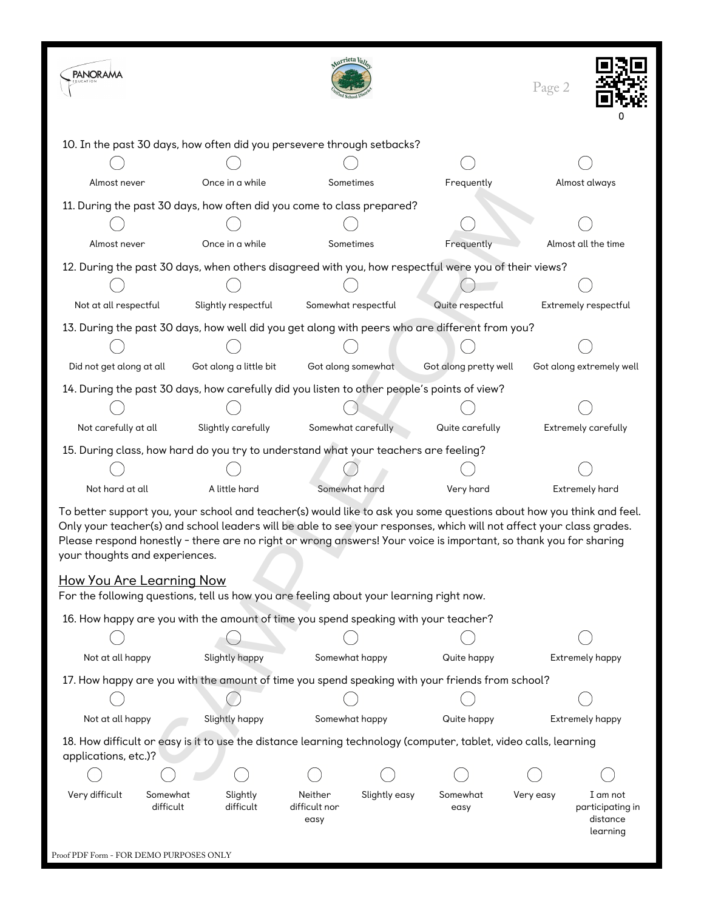10. In the past 30 days, how often did you persevere through setbacks?

- ◯ Almost never
- ◯ Once in a while
- ◯ Sometimes
- ◯ Frequently
- ◯ Almost always

11. During the past 30 days, how often did you come to class prepared?

- ◯ Almost never
- ◯ Once in a while
- ◯ Sometimes
- ◯ Frequently
- ◯ Almost all the time

12. During the past 30 days, when others disagreed with you, how respectful were you of their views?

- ◯ Not at all respectful
- ◯ Slightly respectful
- ◯ Somewhat respectful
- ◯ Quite respectful
- ◯ Extremely respectful

13. During the past 30 days, how well did you get along with peers who are different from you?

- ◯ Did not get along at all
- ◯ Got along a little bit
- ◯ Got along somewhat
- ◯ Got along pretty well
- ◯ Got along extremely well

14. During the past 30 days, how carefully did you listen to other people's points of view?

- ◯ Not carefully at all
- ◯ Slightly carefully
- ◯ Somewhat carefully
- ◯ Quite carefully
- ◯ Extremely carefully

15. During class, how hard do you try to understand what your teachers are feeling?

- ◯ Not hard at all
- ◯ A little hard
- ◯ Somewhat hard
- ◯ Very hard
- ◯ Extremely hard

To better support you, your school and teacher(s) would like to ask you some questions about how you think and feel. Only your teacher(s) and school leaders will be able to see your responses, which will not affect your class grades. Please respond honestly - there are no right or wrong answers! Your voice is important, so thank you for sharing your thoughts and experiences.

## How You Are Learning Now

For the following questions, tell us how you are feeling about your learning right now.

16. How happy are you with the amount of time you spend speaking with your teacher?

- ◯ Not at all happy
- ◯ Slightly happy
- ◯ Somewhat happy
- ◯ Quite happy
- ◯ Extremely happy

17. How happy are you with the amount of time you spend speaking with your friends from school?

- ◯ Not at all happy
- ◯ Slightly happy
- ◯ Somewhat happy
- ◯ Quite happy
- ◯ Extremely happy

18. How difficult or easy is it to use the distance learning technology (computer, tablet, video calls, learning applications, etc.)?

- ◯ Very difficult
- ◯ Somewhat difficult
- ◯ Slightly difficult
- ◯ Neither difficult nor easy
- ◯ Slightly easy
- ◯ Somewhat easy
- ◯ Very easy
- ◯ I am not participating in distance learning

Proof PDF Form - FOR DEMO PURPOSES ONLY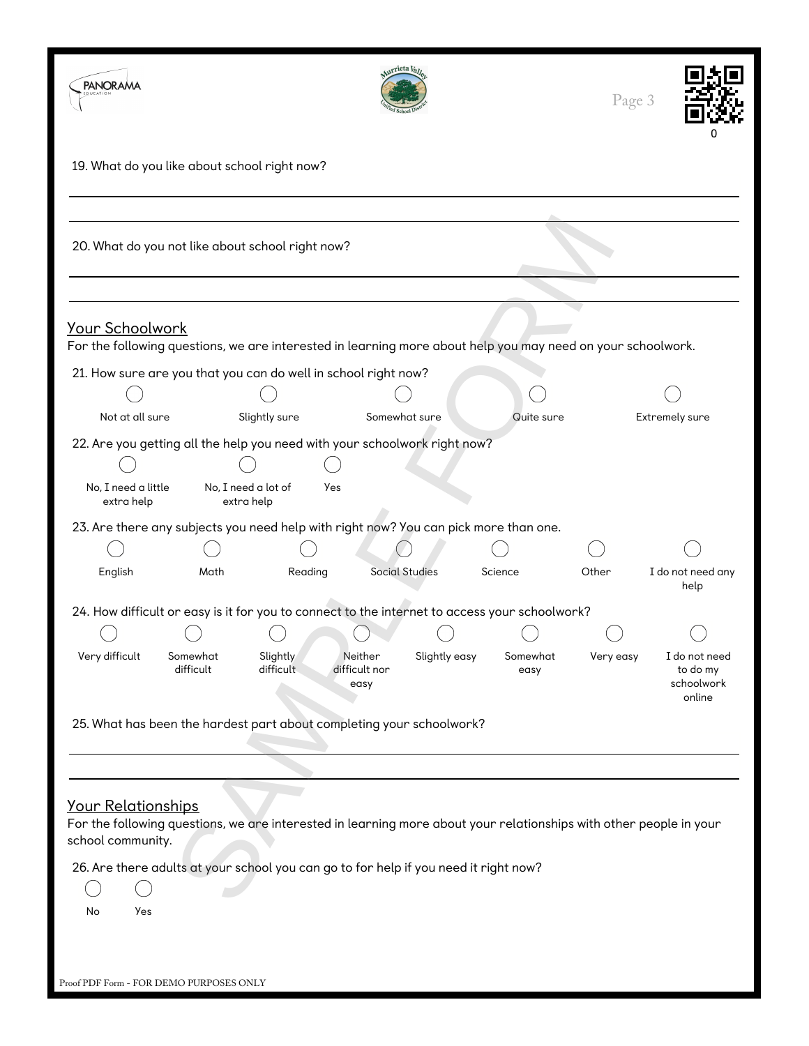19. What do you like about school right now?

______________________________________________

______________________________________________

20. What do you not like about school right now?

______________________________________________

______________________________________________

## Your Schoolwork

For the following questions, we are interested in learning more about help you may need on your schoolwork.

21. How sure are you that you can do well in school right now?

- ◯ Not at all sure
- ◯ Slightly sure
- ◯ Somewhat sure
- ◯ Quite sure
- ◯ Extremely sure

22. Are you getting all the help you need with your schoolwork right now?

- ◯ No, I need a little extra help
- ◯ No, I need a lot of extra help
- ◯ Yes

23. Are there any subjects you need help with right now? You can pick more than one.

- ◯ English
- ◯ Math
- ◯ Reading
- ◯ Social Studies
- ◯ Science
- ◯ Other
- ◯ I do not need any help

24. How difficult or easy is it for you to connect to the internet to access your schoolwork?

- ◯ Very difficult
- ◯ Somewhat difficult
- ◯ Slightly difficult
- ◯ Neither difficult nor easy
- ◯ Slightly easy
- ◯ Somewhat easy
- ◯ Very easy
- ◯ I do not need to do my schoolwork online

25. What has been the hardest part about completing your schoolwork?

______________________________________________

______________________________________________

## Your Relationships

For the following questions, we are interested in learning more about your relationships with other people in your school community.

26. Are there adults at your school you can go to for help if you need it right now?

- ◯ No
- ◯ Yes

Proof PDF Form - FOR DEMO PURPOSES ONLY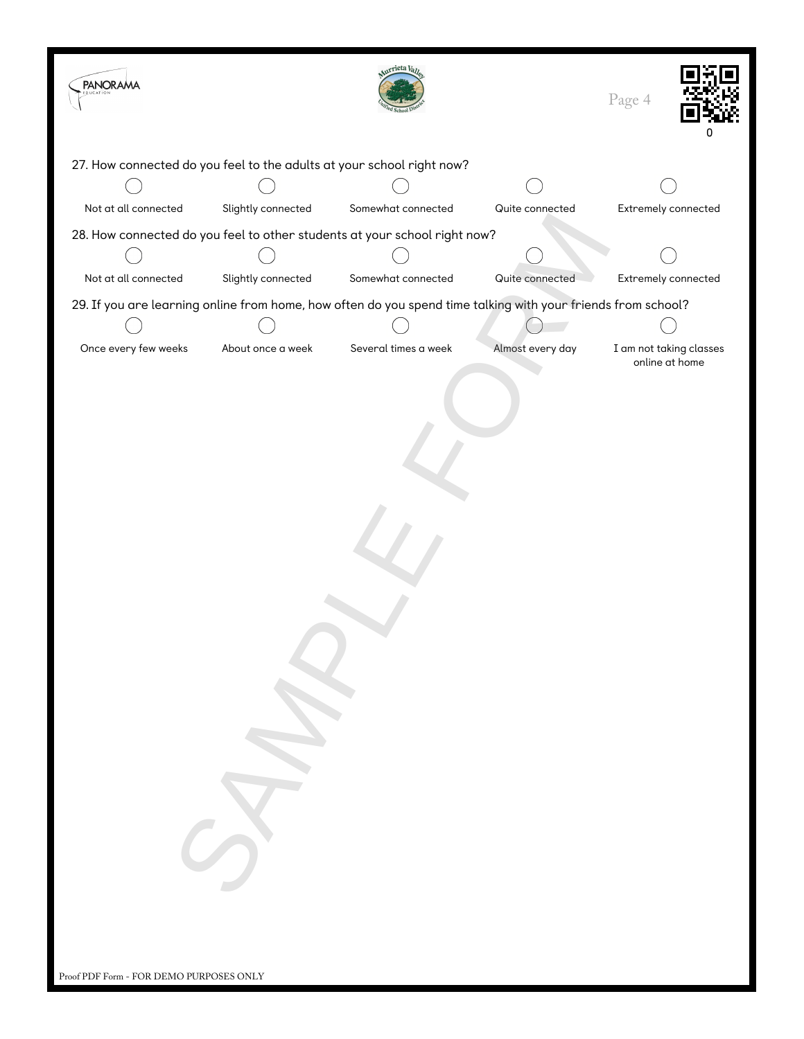27. How connected do you feel to the adults at your school right now?

- Not at all connected
- Slightly connected
- Somewhat connected
- Quite connected
- Extremely connected

28. How connected do you feel to other students at your school right now?

- Not at all connected
- Slightly connected
- Somewhat connected
- Quite connected
- Extremely connected

29. If you are learning online from home, how often do you spend time talking with your friends from school?

- Once every few weeks
- About once a week
- Several times a week
- Almost every day
- I am not taking classes online at home

Proof PDF Form - FOR DEMO PURPOSES ONLY